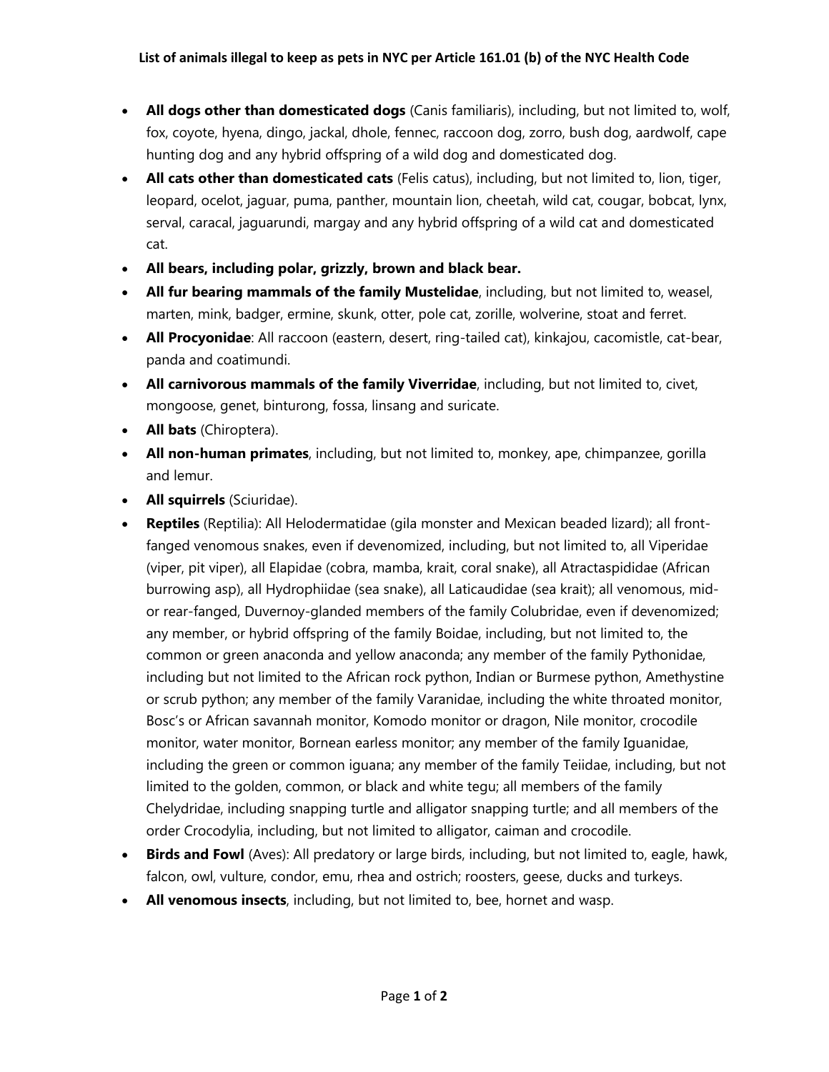**List of animals illegal to keep as pets in NYC per Article 161.01 (b) of the NYC Health Code**

- **All dogs other than domesticated dogs** (Canis familiaris), including, but not limited to, wolf, fox, coyote, hyena, dingo, jackal, dhole, fennec, raccoon dog, zorro, bush dog, aardwolf, cape hunting dog and any hybrid offspring of a wild dog and domesticated dog.
- **All cats other than domesticated cats** (Felis catus), including, but not limited to, lion, tiger, leopard, ocelot, jaguar, puma, panther, mountain lion, cheetah, wild cat, cougar, bobcat, lynx, serval, caracal, jaguarundi, margay and any hybrid offspring of a wild cat and domesticated cat.
- **All bears, including polar, grizzly, brown and black bear.**
- **All fur bearing mammals of the family Mustelidae**, including, but not limited to, weasel, marten, mink, badger, ermine, skunk, otter, pole cat, zorille, wolverine, stoat and ferret.
- **All Procyonidae**: All raccoon (eastern, desert, ring-tailed cat), kinkajou, cacomistle, cat-bear, panda and coatimundi.
- **All carnivorous mammals of the family Viverridae**, including, but not limited to, civet, mongoose, genet, binturong, fossa, linsang and suricate.
- **All bats** (Chiroptera).
- **All non-human primates**, including, but not limited to, monkey, ape, chimpanzee, gorilla and lemur.
- **All squirrels** (Sciuridae).
- **Reptiles** (Reptilia): All Helodermatidae (gila monster and Mexican beaded lizard); all front-fanged venomous snakes, even if devenomized, including, but not limited to, all Viperidae (viper, pit viper), all Elapidae (cobra, mamba, krait, coral snake), all Atractaspididae (African burrowing asp), all Hydrophiidae (sea snake), all Laticaudidae (sea krait); all venomous, mid- or rear-fanged, Duvernoy-glanded members of the family Colubridae, even if devenomized; any member, or hybrid offspring of the family Boidae, including, but not limited to, the common or green anaconda and yellow anaconda; any member of the family Pythonidae, including but not limited to the African rock python, Indian or Burmese python, Amethystine or scrub python; any member of the family Varanidae, including the white throated monitor, Bosc's or African savannah monitor, Komodo monitor or dragon, Nile monitor, crocodile monitor, water monitor, Bornean earless monitor; any member of the family Iguanidae, including the green or common iguana; any member of the family Teiidae, including, but not limited to the golden, common, or black and white tegu; all members of the family Chelydridae, including snapping turtle and alligator snapping turtle; and all members of the order Crocodylia, including, but not limited to alligator, caiman and crocodile.
- **Birds and Fowl** (Aves): All predatory or large birds, including, but not limited to, eagle, hawk, falcon, owl, vulture, condor, emu, rhea and ostrich; roosters, geese, ducks and turkeys.
- **All venomous insects**, including, but not limited to, bee, hornet and wasp.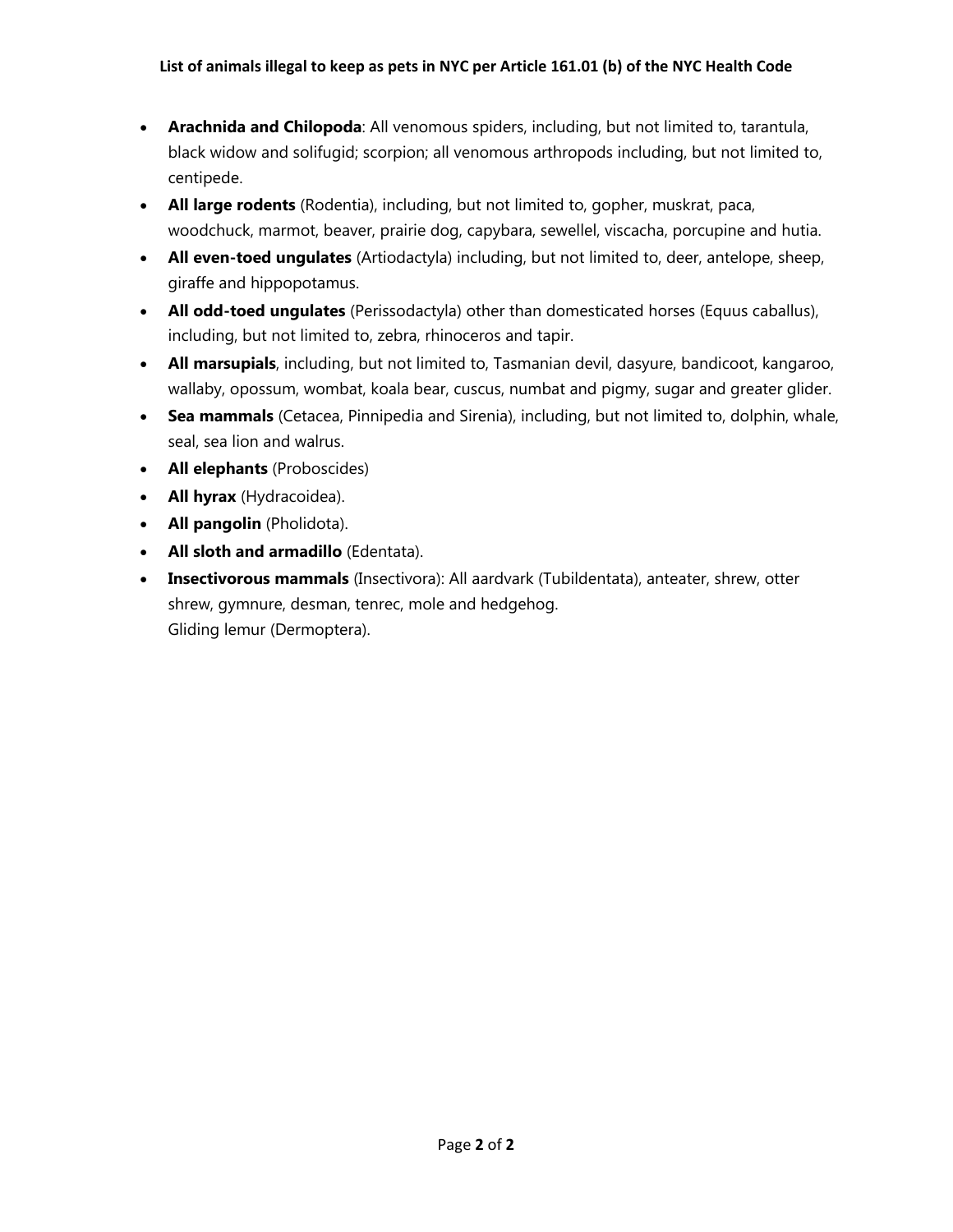**List of animals illegal to keep as pets in NYC per Article 161.01 (b) of the NYC Health Code**

- **Arachnida and Chilopoda**: All venomous spiders, including, but not limited to, tarantula, black widow and solifugid; scorpion; all venomous arthropods including, but not limited to, centipede.
- **All large rodents** (Rodentia), including, but not limited to, gopher, muskrat, paca, woodchuck, marmot, beaver, prairie dog, capybara, sewellel, viscacha, porcupine and hutia.
- **All even-toed ungulates** (Artiodactyla) including, but not limited to, deer, antelope, sheep, giraffe and hippopotamus.
- **All odd-toed ungulates** (Perissodactyla) other than domesticated horses (Equus caballus), including, but not limited to, zebra, rhinoceros and tapir.
- **All marsupials**, including, but not limited to, Tasmanian devil, dasyure, bandicoot, kangaroo, wallaby, opossum, wombat, koala bear, cuscus, numbat and pigmy, sugar and greater glider.
- **Sea mammals** (Cetacea, Pinnipedia and Sirenia), including, but not limited to, dolphin, whale, seal, sea lion and walrus.
- **All elephants** (Proboscides)
- **All hyrax** (Hydracoidea).
- **All pangolin** (Pholidota).
- **All sloth and armadillo** (Edentata).
- **Insectivorous mammals** (Insectivora): All aardvark (Tubildentata), anteater, shrew, otter shrew, gymnure, desman, tenrec, mole and hedgehog.
  Gliding lemur (Dermoptera).